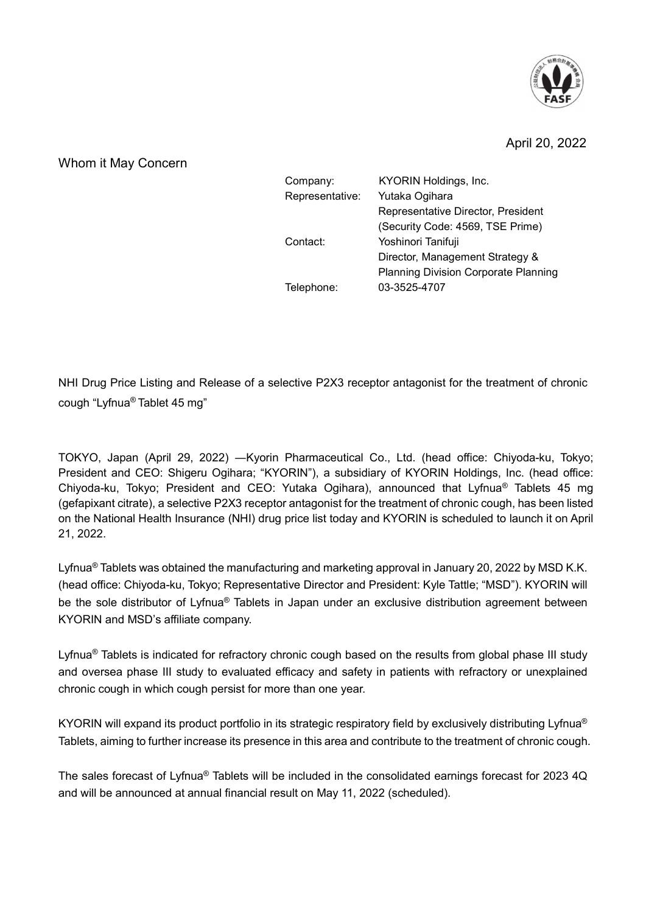April 20, 2022

Whom it May Concern

| | |
|---|---|
| Company: | KYORIN Holdings, Inc. |
| Representative: | Yutaka Ogihara |
| | Representative Director, President |
| | (Security Code: 4569, TSE Prime) |
| Contact: | Yoshinori Tanifuji |
| | Director, Management Strategy & |
| | Planning Division Corporate Planning |
| Telephone: | 03-3525-4707 |

NHI Drug Price Listing and Release of a selective P2X3 receptor antagonist for the treatment of chronic cough "Lyfnua® Tablet 45 mg"

TOKYO, Japan (April 29, 2022) —Kyorin Pharmaceutical Co., Ltd. (head office: Chiyoda-ku, Tokyo; President and CEO: Shigeru Ogihara; "KYORIN"), a subsidiary of KYORIN Holdings, Inc. (head office: Chiyoda-ku, Tokyo; President and CEO: Yutaka Ogihara), announced that Lyfnua® Tablets 45 mg (gefapixant citrate), a selective P2X3 receptor antagonist for the treatment of chronic cough, has been listed on the National Health Insurance (NHI) drug price list today and KYORIN is scheduled to launch it on April 21, 2022.

Lyfnua® Tablets was obtained the manufacturing and marketing approval in January 20, 2022 by MSD K.K. (head office: Chiyoda-ku, Tokyo; Representative Director and President: Kyle Tattle; "MSD"). KYORIN will be the sole distributor of Lyfnua® Tablets in Japan under an exclusive distribution agreement between KYORIN and MSD's affiliate company.

Lyfnua® Tablets is indicated for refractory chronic cough based on the results from global phase III study and oversea phase III study to evaluated efficacy and safety in patients with refractory or unexplained chronic cough in which cough persist for more than one year.

KYORIN will expand its product portfolio in its strategic respiratory field by exclusively distributing Lyfnua® Tablets, aiming to further increase its presence in this area and contribute to the treatment of chronic cough.

The sales forecast of Lyfnua® Tablets will be included in the consolidated earnings forecast for 2023 4Q and will be announced at annual financial result on May 11, 2022 (scheduled).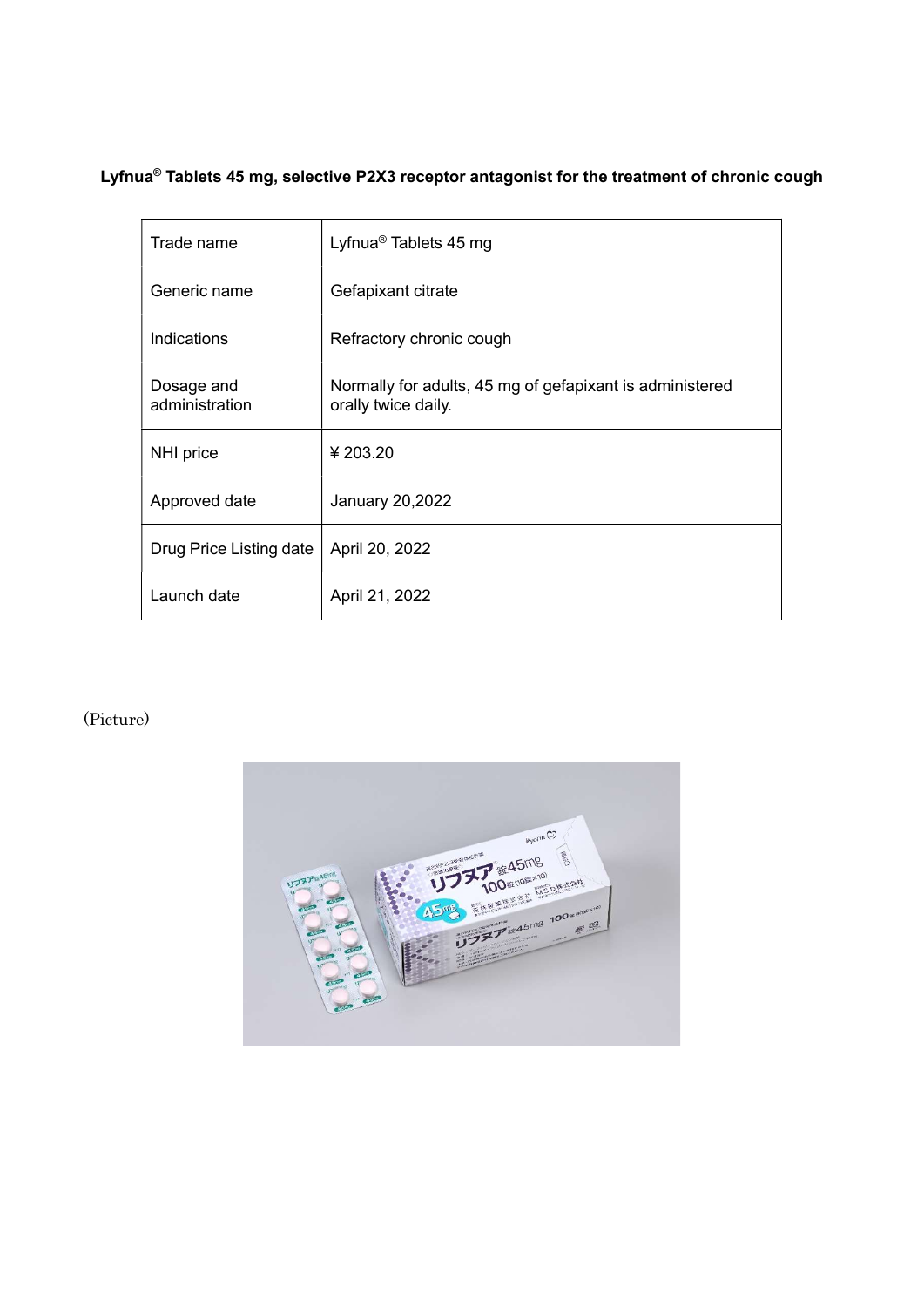**Lyfnua® Tablets 45 mg, selective P2X3 receptor antagonist for the treatment of chronic cough**

| | |
|---|---|
| Trade name | Lyfnua® Tablets 45 mg |
| Generic name | Gefapixant citrate |
| Indications | Refractory chronic cough |
| Dosage and administration | Normally for adults, 45 mg of gefapixant is administered orally twice daily. |
| NHI price | ¥ 203.20 |
| Approved date | January 20,2022 |
| Drug Price Listing date | April 20, 2022 |
| Launch date | April 21, 2022 |

(Picture)